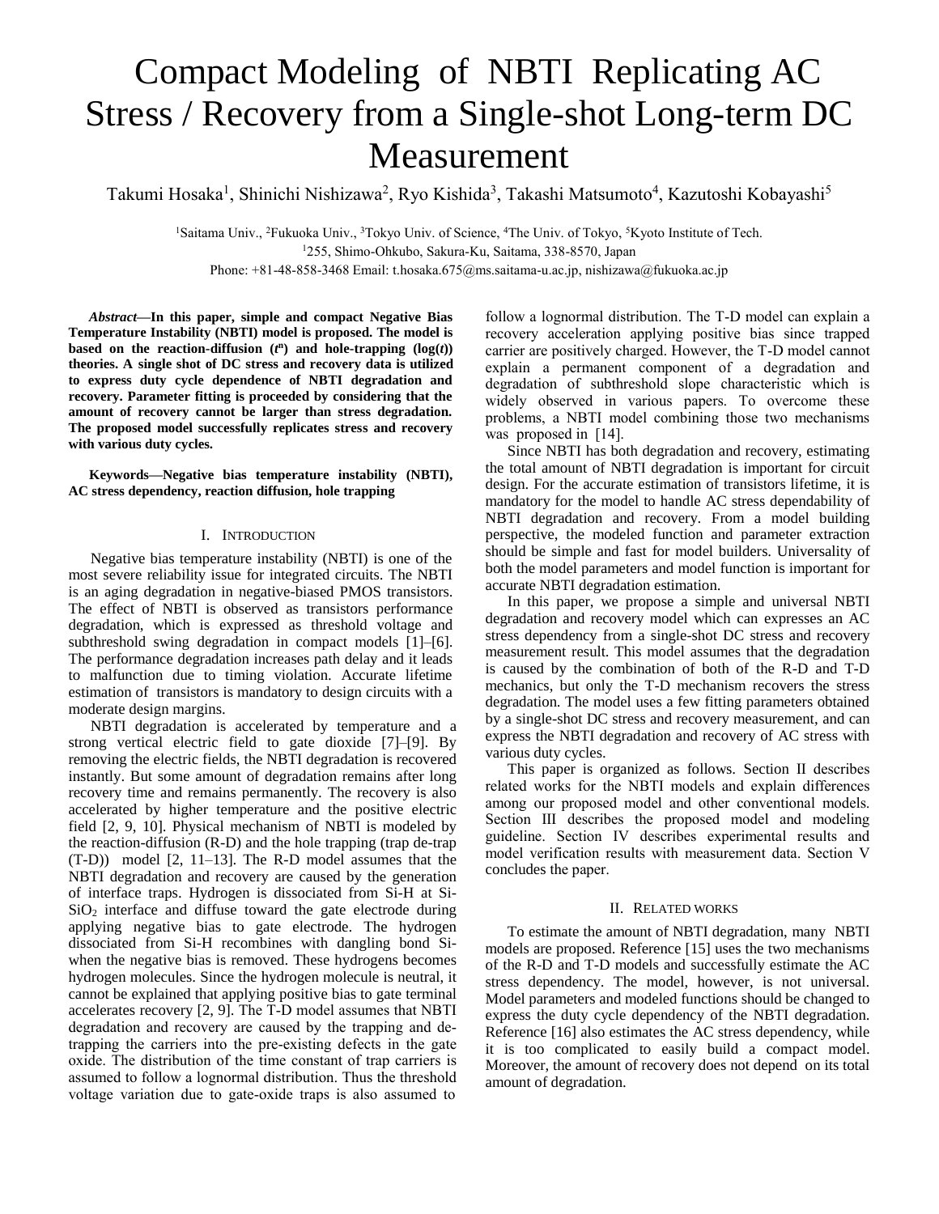# Compact Modeling of NBTI Replicating AC Stress / Recovery from a Single-shot Long-term DC Measurement

Takumi Hosaka[1], Shinichi Nishizawa[2], Ryo Kishida[3], Takashi Matsumoto[4], Kazutoshi Kobayashi[5]

[1]Saitama Univ., [2]Fukuoka Univ., [3]Tokyo Univ. of Science, [4]The Univ. of Tokyo, [5]Kyoto Institute of Tech.

[1]255, Shimo-Ohkubo, Sakura-Ku, Saitama, 338-8570, Japan

Phone: +81-48-858-3468 Email: t.hosaka.675@ms.saitama-u.ac.jp, nishizawa@fukuoka.ac.jp

***Abstract*—In this paper, simple and compact Negative Bias Temperature Instability (NBTI) model is proposed. The model is based on the reaction-diffusion ($t^n$) and hole-trapping ($\log(t)$) theories. A single shot of DC stress and recovery data is utilized to express duty cycle dependence of NBTI degradation and recovery. Parameter fitting is proceeded by considering that the amount of recovery cannot be larger than stress degradation. The proposed model successfully replicates stress and recovery with various duty cycles.**

**Keywords—Negative bias temperature instability (NBTI), AC stress dependency, reaction diffusion, hole trapping**

## I. Introduction

Negative bias temperature instability (NBTI) is one of the most severe reliability issue for integrated circuits. The NBTI is an aging degradation in negative-biased PMOS transistors. The effect of NBTI is observed as transistors performance degradation, which is expressed as threshold voltage and subthreshold swing degradation in compact models [1]–[6]. The performance degradation increases path delay and it leads to malfunction due to timing violation. Accurate lifetime estimation of transistors is mandatory to design circuits with a moderate design margins.

NBTI degradation is accelerated by temperature and a strong vertical electric field to gate dioxide [7]–[9]. By removing the electric fields, the NBTI degradation is recovered instantly. But some amount of degradation remains after long recovery time and remains permanently. The recovery is also accelerated by higher temperature and the positive electric field [2, 9, 10]. Physical mechanism of NBTI is modeled by the reaction-diffusion (R-D) and the hole trapping (trap de-trap (T-D)) model [2, 11–13]. The R-D model assumes that the NBTI degradation and recovery are caused by the generation of interface traps. Hydrogen is dissociated from Si-H at Si-$SiO_2$ interface and diffuse toward the gate electrode during applying negative bias to gate electrode. The hydrogen dissociated from Si-H recombines with dangling bond Si- when the negative bias is removed. These hydrogens becomes hydrogen molecules. Since the hydrogen molecule is neutral, it cannot be explained that applying positive bias to gate terminal accelerates recovery [2, 9]. The T-D model assumes that NBTI degradation and recovery are caused by the trapping and de-trapping the carriers into the pre-existing defects in the gate oxide. The distribution of the time constant of trap carriers is assumed to follow a lognormal distribution. Thus the threshold voltage variation due to gate-oxide traps is also assumed to follow a lognormal distribution. The T-D model can explain a recovery acceleration applying positive bias since trapped carrier are positively charged. However, the T-D model cannot explain a permanent component of a degradation and degradation of subthreshold slope characteristic which is widely observed in various papers. To overcome these problems, a NBTI model combining those two mechanisms was proposed in [14].

Since NBTI has both degradation and recovery, estimating the total amount of NBTI degradation is important for circuit design. For the accurate estimation of transistors lifetime, it is mandatory for the model to handle AC stress dependability of NBTI degradation and recovery. From a model building perspective, the modeled function and parameter extraction should be simple and fast for model builders. Universality of both the model parameters and model function is important for accurate NBTI degradation estimation.

In this paper, we propose a simple and universal NBTI degradation and recovery model which can expresses an AC stress dependency from a single-shot DC stress and recovery measurement result. This model assumes that the degradation is caused by the combination of both of the R-D and T-D mechanics, but only the T-D mechanism recovers the stress degradation. The model uses a few fitting parameters obtained by a single-shot DC stress and recovery measurement, and can express the NBTI degradation and recovery of AC stress with various duty cycles.

This paper is organized as follows. Section II describes related works for the NBTI models and explain differences among our proposed model and other conventional models. Section III describes the proposed model and modeling guideline. Section IV describes experimental results and model verification results with measurement data. Section V concludes the paper.

## II. Related works

To estimate the amount of NBTI degradation, many NBTI models are proposed. Reference [15] uses the two mechanisms of the R-D and T-D models and successfully estimate the AC stress dependency. The model, however, is not universal. Model parameters and modeled functions should be changed to express the duty cycle dependency of the NBTI degradation. Reference [16] also estimates the AC stress dependency, while it is too complicated to easily build a compact model. Moreover, the amount of recovery does not depend on its total amount of degradation.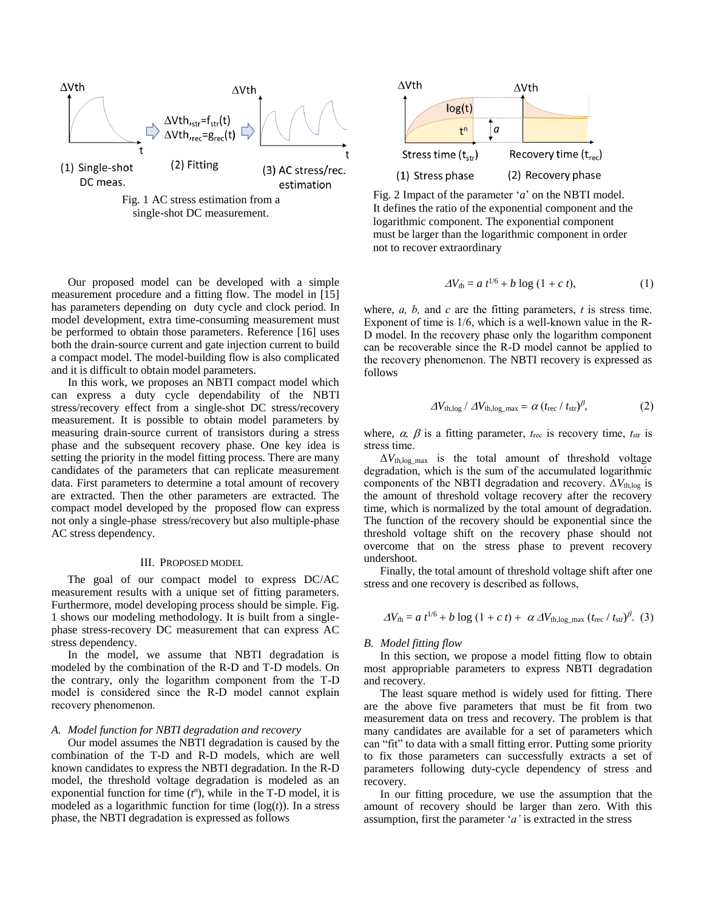Fig. 1 AC stress estimation from a single-shot DC measurement.

Our proposed model can be developed with a simple measurement procedure and a fitting flow. The model in [15] has parameters depending on duty cycle and clock period. In model development, extra time-consuming measurement must be performed to obtain those parameters. Reference [16] uses both the drain-source current and gate injection current to build a compact model. The model-building flow is also complicated and it is difficult to obtain model parameters.

In this work, we proposes an NBTI compact model which can express a duty cycle dependability of the NBTI stress/recovery effect from a single-shot DC stress/recovery measurement. It is possible to obtain model parameters by measuring drain-source current of transistors during a stress phase and the subsequent recovery phase. One key idea is setting the priority in the model fitting process. There are many candidates of the parameters that can replicate measurement data. First parameters to determine a total amount of recovery are extracted. Then the other parameters are extracted. The compact model developed by the proposed flow can express not only a single-phase stress/recovery but also multiple-phase AC stress dependency.

## III. Proposed Model

The goal of our compact model to express DC/AC measurement results with a unique set of fitting parameters. Furthermore, model developing process should be simple. Fig. 1 shows our modeling methodology. It is built from a single-phase stress-recovery DC measurement that can express AC stress dependency.

In the model, we assume that NBTI degradation is modeled by the combination of the R-D and T-D models. On the contrary, only the logarithm component from the T-D model is considered since the R-D model cannot explain recovery phenomenon.

### *A. Model function for NBTI degradation and recovery*

Our model assumes the NBTI degradation is caused by the combination of the T-D and R-D models, which are well known candidates to express the NBTI degradation. In the R-D model, the threshold voltage degradation is modeled as an exponential function for time ($t^n$), while in the T-D model, it is modeled as a logarithmic function for time ($\log(t)$). In a stress phase, the NBTI degradation is expressed as follows

Fig. 2 Impact of the parameter '*a*' on the NBTI model. It defines the ratio of the exponential component and the logarithmic component. The exponential component must be larger than the logarithmic component in order not to recover extraordinary

$$\Delta V_{\mathrm{th}} = a\, t^{1/6} + b \log(1 + c\, t), \tag{1}$$

where, *a, b,* and *c* are the fitting parameters, *t* is stress time. Exponent of time is 1/6, which is a well-known value in the R-D model. In the recovery phase only the logarithm component can be recoverable since the R-D model cannot be applied to the recovery phenomenon. The NBTI recovery is expressed as follows

$$\Delta V_{\mathrm{th,log}} / \Delta V_{\mathrm{th,log\_max}} = \alpha\, (t_{\mathrm{rec}} / t_{\mathrm{str}})^{\beta}, \tag{2}$$

where, $\alpha$, $\beta$ is a fitting parameter, $t_{\mathrm{rec}}$ is recovery time, $t_{\mathrm{str}}$ is stress time.

$\Delta V_{\mathrm{th,log\_max}}$ is the total amount of threshold voltage degradation, which is the sum of the accumulated logarithmic components of the NBTI degradation and recovery. $\Delta V_{\mathrm{th,log}}$ is the amount of threshold voltage recovery after the recovery time, which is normalized by the total amount of degradation. The function of the recovery should be exponential since the threshold voltage shift on the recovery phase should not overcome that on the stress phase to prevent recovery undershoot.

Finally, the total amount of threshold voltage shift after one stress and one recovery is described as follows,

$$\Delta V_{\mathrm{th}} = a\, t^{1/6} + b \log(1 + c\, t) + \alpha\, \Delta V_{\mathrm{th,log\_max}}\, (t_{\mathrm{rec}} / t_{\mathrm{str}})^{\beta}. \tag{3}$$

### *B. Model fitting flow*

In this section, we propose a model fitting flow to obtain most appropriable parameters to express NBTI degradation and recovery.

The least square method is widely used for fitting. There are the above five parameters that must be fit from two measurement data on tress and recovery. The problem is that many candidates are available for a set of parameters which can "fit" to data with a small fitting error. Putting some priority to fix those parameters can successfully extracts a set of parameters following duty-cycle dependency of stress and recovery.

In our fitting procedure, we use the assumption that the amount of recovery should be larger than zero. With this assumption, first the parameter '*a'* is extracted in the stress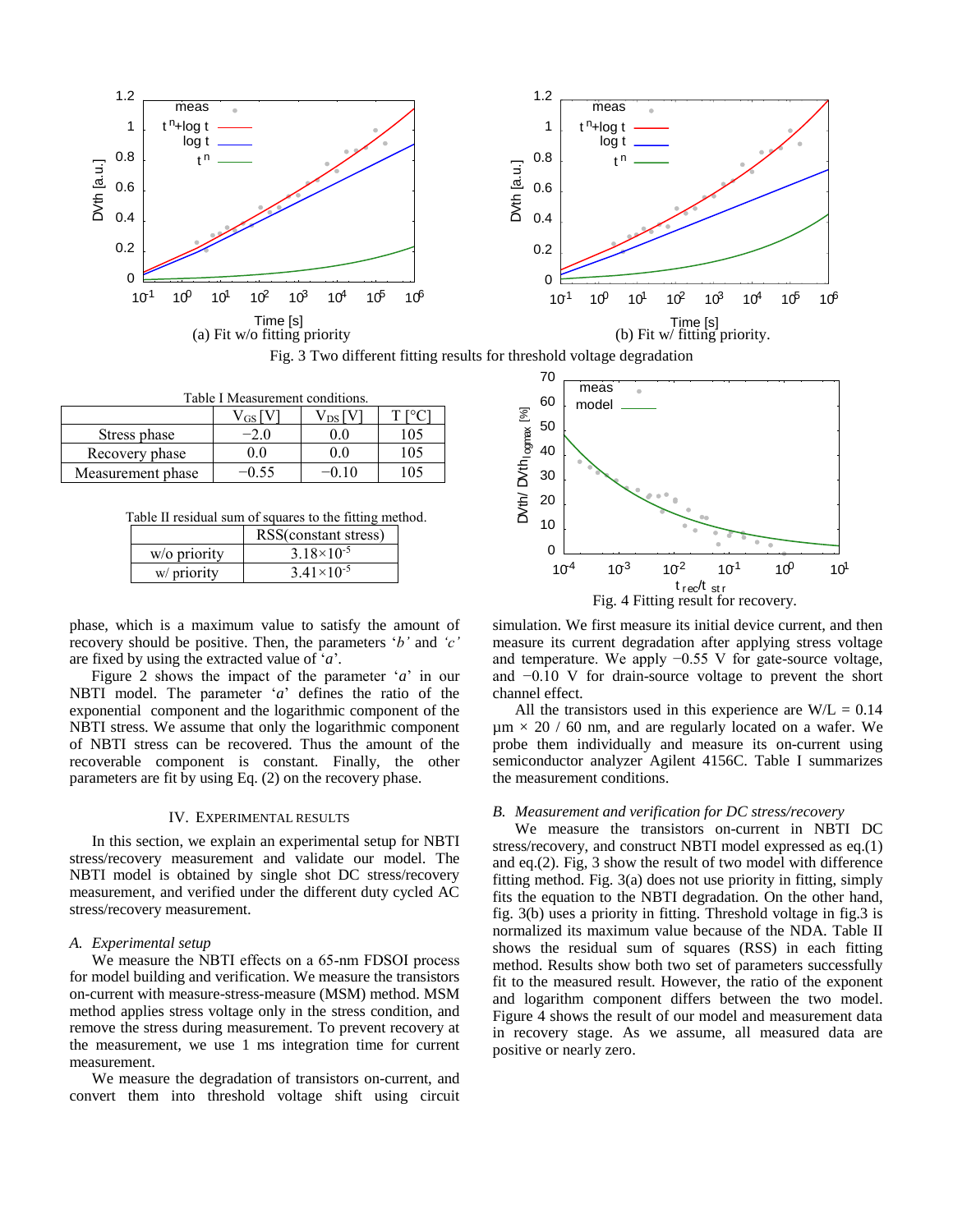(a) Fit w/o fitting priority

(b) Fit w/ fitting priority.

Fig. 3 Two different fitting results for threshold voltage degradation

Table I Measurement conditions.

| | $V_{GS}$ [V] | $V_{DS}$ [V] | T [°C] |
|---|---|---|---|
| Stress phase | −2.0 | 0.0 | 105 |
| Recovery phase | 0.0 | 0.0 | 105 |
| Measurement phase | −0.55 | −0.10 | 105 |

Table II residual sum of squares to the fitting method.

| | RSS(constant stress) |
|---|---|
| w/o priority | $3.18\times10^{-5}$ |
| w/ priority | $3.41\times10^{-5}$ |

Fig. 4 Fitting result for recovery.

phase, which is a maximum value to satisfy the amount of recovery should be positive. Then, the parameters '*b'* and *'c'* are fixed by using the extracted value of '*a*'.

Figure 2 shows the impact of the parameter '*a*' in our NBTI model. The parameter '*a*' defines the ratio of the exponential component and the logarithmic component of the NBTI stress. We assume that only the logarithmic component of NBTI stress can be recovered. Thus the amount of the recoverable component is constant. Finally, the other parameters are fit by using Eq. (2) on the recovery phase.

## IV. Experimental Results

In this section, we explain an experimental setup for NBTI stress/recovery measurement and validate our model. The NBTI model is obtained by single shot DC stress/recovery measurement, and verified under the different duty cycled AC stress/recovery measurement.

### *A. Experimental setup*

We measure the NBTI effects on a 65-nm FDSOI process for model building and verification. We measure the transistors on-current with measure-stress-measure (MSM) method. MSM method applies stress voltage only in the stress condition, and remove the stress during measurement. To prevent recovery at the measurement, we use 1 ms integration time for current measurement.

We measure the degradation of transistors on-current, and convert them into threshold voltage shift using circuit simulation. We first measure its initial device current, and then measure its current degradation after applying stress voltage and temperature. We apply −0.55 V for gate-source voltage, and −0.10 V for drain-source voltage to prevent the short channel effect.

All the transistors used in this experience are W/L = 0.14 µm × 20 / 60 nm, and are regularly located on a wafer. We probe them individually and measure its on-current using semiconductor analyzer Agilent 4156C. Table I summarizes the measurement conditions.

### *B. Measurement and verification for DC stress/recovery*

We measure the transistors on-current in NBTI DC stress/recovery, and construct NBTI model expressed as eq.(1) and eq.(2). Fig, 3 show the result of two model with difference fitting method. Fig. 3(a) does not use priority in fitting, simply fits the equation to the NBTI degradation. On the other hand, fig. 3(b) uses a priority in fitting. Threshold voltage in fig.3 is normalized its maximum value because of the NDA. Table II shows the residual sum of squares (RSS) in each fitting method. Results show both two set of parameters successfully fit to the measured result. However, the ratio of the exponent and logarithm component differs between the two model. Figure 4 shows the result of our model and measurement data in recovery stage. As we assume, all measured data are positive or nearly zero.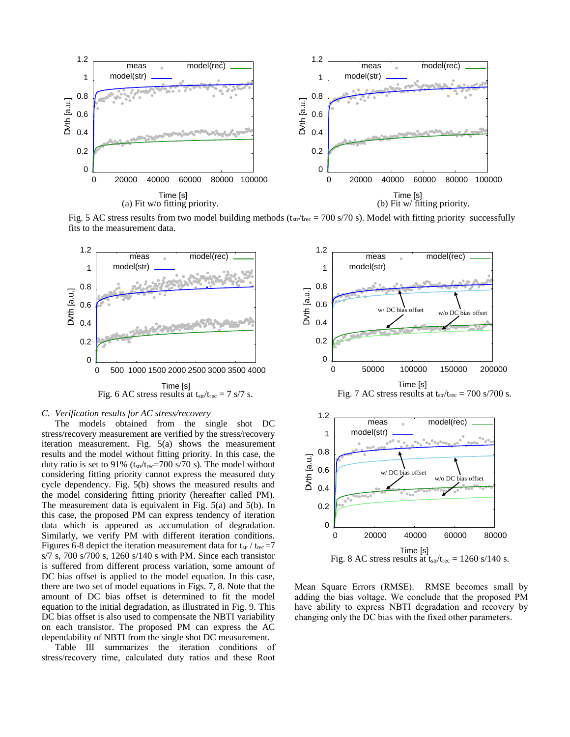(a) Fit w/o fitting priority.

(b) Fit w/ fitting priority.

Fig. 5 AC stress results from two model building methods ($t_{str}/t_{rec}$ = 700 s/70 s). Model with fitting priority successfully fits to the measurement data.

Fig. 6 AC stress results at $t_{str}/t_{rec}$ = 7 s/7 s.

Fig. 7 AC stress results at $t_{str}/t_{rec}$ = 700 s/700 s.

Fig. 8 AC stress results at $t_{str}/t_{rec}$ = 1260 s/140 s.

### *C. Verification results for AC stress/recovery*

The models obtained from the single shot DC stress/recovery measurement are verified by the stress/recovery iteration measurement. Fig. 5(a) shows the measurement results and the model without fitting priority. In this case, the duty ratio is set to 91% ($t_{str}/t_{rec}$=700 s/70 s). The model without considering fitting priority cannot express the measured duty cycle dependency. Fig. 5(b) shows the measured results and the model considering fitting priority (hereafter called PM). The measurement data is equivalent in Fig. 5(a) and 5(b). In this case, the proposed PM can express tendency of iteration data which is appeared as accumulation of degradation. Similarly, we verify PM with different iteration conditions. Figures 6-8 depict the iteration measurement data for $t_{str}$ / $t_{rec}$ =7 s/7 s, 700 s/700 s, 1260 s/140 s with PM. Since each transistor is suffered from different process variation, some amount of DC bias offset is applied to the model equation. In this case, there are two set of model equations in Figs. 7, 8. Note that the amount of DC bias offset is determined to fit the model equation to the initial degradation, as illustrated in Fig. 9. This DC bias offset is also used to compensate the NBTI variability on each transistor. The proposed PM can express the AC dependability of NBTI from the single shot DC measurement.

Table III summarizes the iteration conditions of stress/recovery time, calculated duty ratios and these Root Mean Square Errors (RMSE). RMSE becomes small by adding the bias voltage. We conclude that the proposed PM have ability to express NBTI degradation and recovery by changing only the DC bias with the fixed other parameters.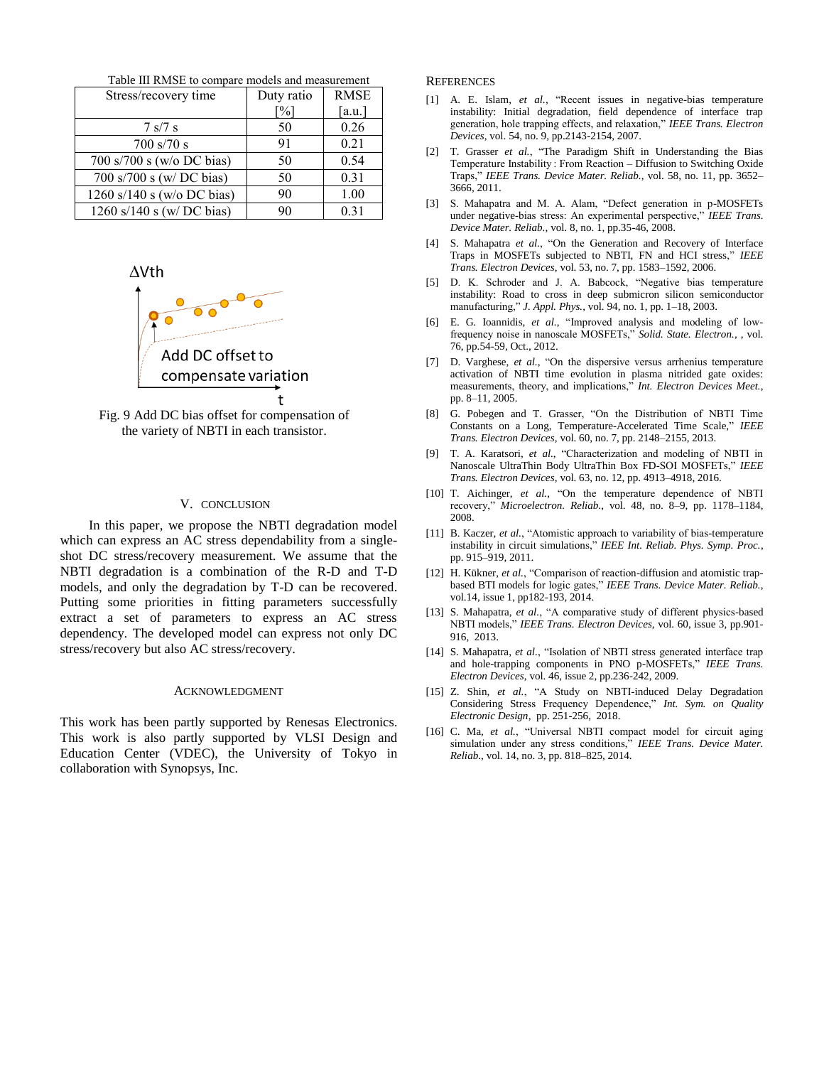Table III RMSE to compare models and measurement

| Stress/recovery time | Duty ratio [%] | RMSE [a.u.] |
|---|---|---|
| 7 s/7 s | 50 | 0.26 |
| 700 s/70 s | 91 | 0.21 |
| 700 s/700 s (w/o DC bias) | 50 | 0.54 |
| 700 s/700 s (w/ DC bias) | 50 | 0.31 |
| 1260 s/140 s (w/o DC bias) | 90 | 1.00 |
| 1260 s/140 s (w/ DC bias) | 90 | 0.31 |

ΔVth

Add DC offset to compensate variation

t

Fig. 9 Add DC bias offset for compensation of the variety of NBTI in each transistor.

## V. CONCLUSION

In this paper, we propose the NBTI degradation model which can express an AC stress dependability from a single-shot DC stress/recovery measurement. We assume that the NBTI degradation is a combination of the R-D and T-D models, and only the degradation by T-D can be recovered. Putting some priorities in fitting parameters successfully extract a set of parameters to express an AC stress dependency. The developed model can express not only DC stress/recovery but also AC stress/recovery.

## ACKNOWLEDGMENT

This work has been partly supported by Renesas Electronics. This work is also partly supported by VLSI Design and Education Center (VDEC), the University of Tokyo in collaboration with Synopsys, Inc.

## REFERENCES

[1] A. E. Islam, *et al.*, "Recent issues in negative-bias temperature instability: Initial degradation, field dependence of interface trap generation, hole trapping effects, and relaxation," *IEEE Trans. Electron Devices*, vol. 54, no. 9, pp.2143-2154, 2007.

[2] T. Grasser *et al.*, "The Paradigm Shift in Understanding the Bias Temperature Instability : From Reaction – Diffusion to Switching Oxide Traps," *IEEE Trans. Device Mater. Reliab.*, vol. 58, no. 11, pp. 3652–3666, 2011.

[3] S. Mahapatra and M. A. Alam, "Defect generation in p-MOSFETs under negative-bias stress: An experimental perspective," *IEEE Trans. Device Mater. Reliab.*, vol. 8, no. 1, pp.35-46, 2008.

[4] S. Mahapatra *et al.*, "On the Generation and Recovery of Interface Traps in MOSFETs subjected to NBTI, FN and HCI stress," *IEEE Trans. Electron Devices*, vol. 53, no. 7, pp. 1583–1592, 2006.

[5] D. K. Schroder and J. A. Babcock, "Negative bias temperature instability: Road to cross in deep submicron silicon semiconductor manufacturing," *J. Appl. Phys.*, vol. 94, no. 1, pp. 1–18, 2003.

[6] E. G. Ioannidis, *et al.*, "Improved analysis and modeling of low-frequency noise in nanoscale MOSFETs," *Solid. State. Electron.*, , vol. 76, pp.54-59, Oct., 2012.

[7] D. Varghese, *et al.*, "On the dispersive versus arrhenius temperature activation of NBTI time evolution in plasma nitrided gate oxides: measurements, theory, and implications," *Int. Electron Devices Meet.*, pp. 8–11, 2005.

[8] G. Pobegen and T. Grasser, "On the Distribution of NBTI Time Constants on a Long, Temperature-Accelerated Time Scale," *IEEE Trans. Electron Devices*, vol. 60, no. 7, pp. 2148–2155, 2013.

[9] T. A. Karatsori, *et al.*, "Characterization and modeling of NBTI in Nanoscale UltraThin Body UltraThin Box FD-SOI MOSFETs," *IEEE Trans. Electron Devices*, vol. 63, no. 12, pp. 4913–4918, 2016.

[10] T. Aichinger, *et al.*, "On the temperature dependence of NBTI recovery," *Microelectron. Reliab.*, vol. 48, no. 8–9, pp. 1178–1184, 2008.

[11] B. Kaczer, *et al.*, "Atomistic approach to variability of bias-temperature instability in circuit simulations," *IEEE Int. Reliab. Phys. Symp. Proc.*, pp. 915–919, 2011.

[12] H. KüKner, *et al.*, "Comparison of reaction-diffusion and atomistic trap-based BTI models for logic gates," *IEEE Trans. Device Mater. Reliab.*, vol.14, issue 1, pp182-193, 2014.

[13] S. Mahapatra, *et al.*, "A comparative study of different physics-based NBTI models," *IEEE Trans. Electron Devices*, vol. 60, issue 3, pp.901-916, 2013.

[14] S. Mahapatra, *et al.*, "Isolation of NBTI stress generated interface trap and hole-trapping components in PNO p-MOSFETs," *IEEE Trans. Electron Devices*, vol. 46, issue 2, pp.236-242, 2009.

[15] Z. Shin, *et al.*, "A Study on NBTI-induced Delay Degradation Considering Stress Frequency Dependence," *Int. Sym. on Quality Electronic Design*, pp. 251-256, 2018.

[16] C. Ma, *et al.*, "Universal NBTI compact model for circuit aging simulation under any stress conditions," *IEEE Trans. Device Mater. Reliab.*, vol. 14, no. 3, pp. 818–825, 2014.